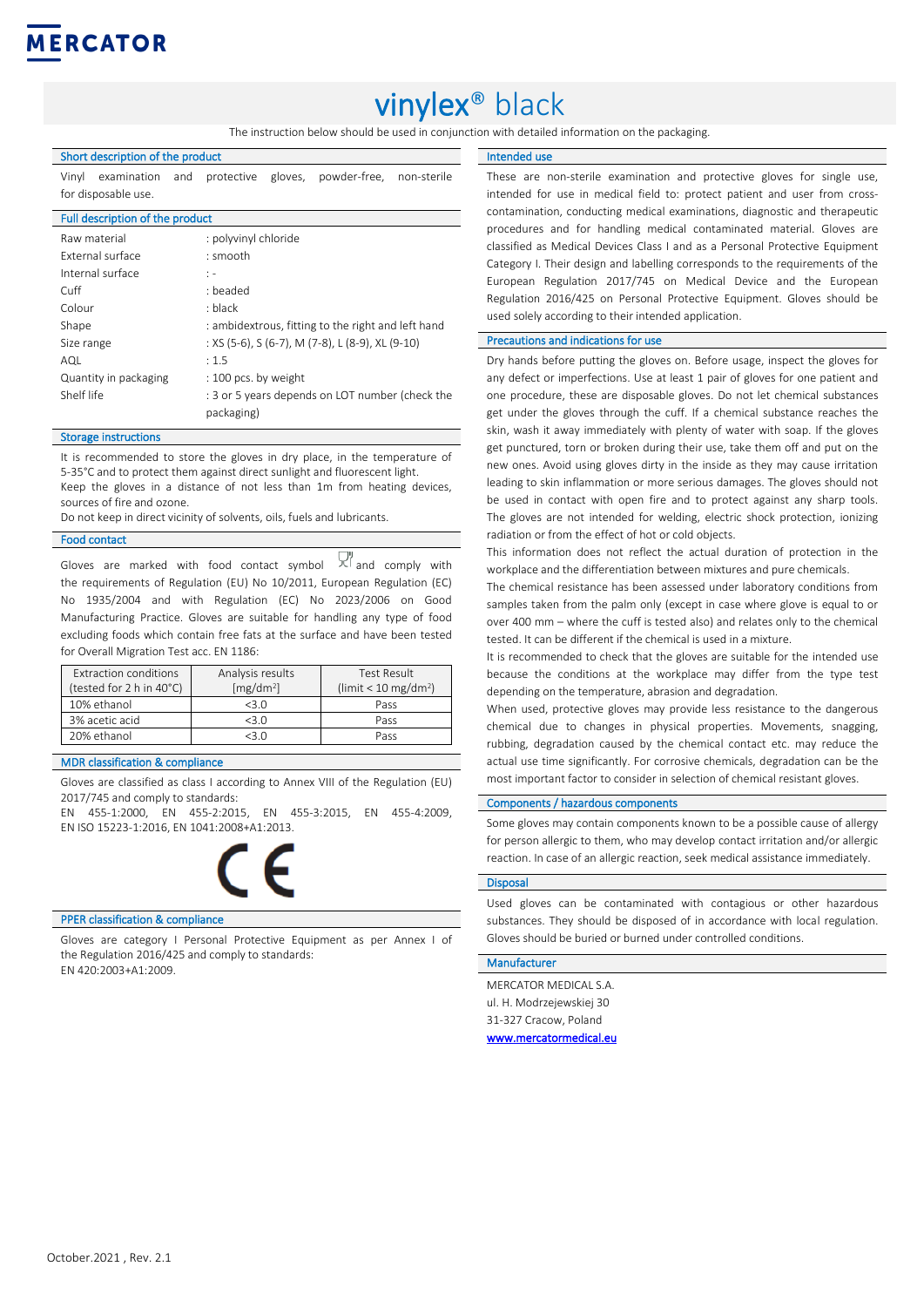MERCATOR

# vinylex® black

The instruction below should be used in conjunction with detailed information on the packaging.

## Short description of the product

Vinyl examination and protective gloves, powder-free, non-sterile for disposable use.

## Full description of the product

| | |
|---|---|
| Raw material | : polyvinyl chloride |
| External surface | : smooth |
| Internal surface | : - |
| Cuff | : beaded |
| Colour | : black |
| Shape | : ambidextrous, fitting to the right and left hand |
| Size range | : XS (5-6), S (6-7), M (7-8), L (8-9), XL (9-10) |
| AQL | : 1.5 |
| Quantity in packaging | : 100 pcs. by weight |
| Shelf life | : 3 or 5 years depends on LOT number (check the packaging) |

## Storage instructions

It is recommended to store the gloves in dry place, in the temperature of 5-35°C and to protect them against direct sunlight and fluorescent light.
Keep the gloves in a distance of not less than 1m from heating devices, sources of fire and ozone.
Do not keep in direct vicinity of solvents, oils, fuels and lubricants.

## Food contact

Gloves are marked with food contact symbol and comply with the requirements of Regulation (EU) No 10/2011, European Regulation (EC) No 1935/2004 and with Regulation (EC) No 2023/2006 on Good Manufacturing Practice. Gloves are suitable for handling any type of food excluding foods which contain free fats at the surface and have been tested for Overall Migration Test acc. EN 1186:

| Extraction conditions (tested for 2 h in 40°C) | Analysis results [mg/dm$^2$] | Test Result (limit < 10 mg/dm$^2$) |
|---|---|---|
| 10% ethanol | <3.0 | Pass |
| 3% acetic acid | <3.0 | Pass |
| 20% ethanol | <3.0 | Pass |

## MDR classification & compliance

Gloves are classified as class I according to Annex VIII of the Regulation (EU) 2017/745 and comply to standards:
EN 455-1:2000, EN 455-2:2015, EN 455-3:2015, EN 455-4:2009, EN ISO 15223-1:2016, EN 1041:2008+A1:2013.

CE

## PPER classification & compliance

Gloves are category I Personal Protective Equipment as per Annex I of the Regulation 2016/425 and comply to standards:
EN 420:2003+A1:2009.

## Intended use

These are non-sterile examination and protective gloves for single use, intended for use in medical field to: protect patient and user from cross-contamination, conducting medical examinations, diagnostic and therapeutic procedures and for handling medical contaminated material. Gloves are classified as Medical Devices Class I and as a Personal Protective Equipment Category I. Their design and labelling corresponds to the requirements of the European Regulation 2017/745 on Medical Device and the European Regulation 2016/425 on Personal Protective Equipment. Gloves should be used solely according to their intended application.

## Precautions and indications for use

Dry hands before putting the gloves on. Before usage, inspect the gloves for any defect or imperfections. Use at least 1 pair of gloves for one patient and one procedure, there are disposable gloves. Do not let chemical substances get under the gloves through the cuff. If a chemical substance reaches the skin, wash it away immediately with plenty of water with soap. If the gloves get punctured, torn or broken during their use, take them off and put on the new ones. Avoid using gloves dirty in the inside as they may cause irritation leading to skin inflammation or more serious damages. The gloves should not be used in contact with open fire and to protect against any sharp tools. The gloves are not intended for welding, electric shock protection, ionizing radiation or from the effect of hot or cold objects.

This information does not reflect the actual duration of protection in the workplace and the differentiation between mixtures and pure chemicals.

The chemical resistance has been assessed under laboratory conditions from samples taken from the palm only (except in case where glove is equal to or over 400 mm – where the cuff is tested also) and relates only to the chemical tested. It can be different if the chemical is used in a mixture.

It is recommended to check that the gloves are suitable for the intended use because the conditions at the workplace may differ from the type test depending on the temperature, abrasion and degradation.

When used, protective gloves may provide less resistance to the dangerous chemical due to changes in physical properties. Movements, snagging, rubbing, degradation caused by the chemical contact etc. may reduce the actual use time significantly. For corrosive chemicals, degradation can be the most important factor to consider in selection of chemical resistant gloves.

## Components / hazardous components

Some gloves may contain components known to be a possible cause of allergy for person allergic to them, who may develop contact irritation and/or allergic reaction. In case of an allergic reaction, seek medical assistance immediately.

## Disposal

Used gloves can be contaminated with contagious or other hazardous substances. They should be disposed of in accordance with local regulation. Gloves should be buried or burned under controlled conditions.

## Manufacturer

MERCATOR MEDICAL S.A.
ul. H. Modrzejewskiej 30
31-327 Cracow, Poland
www.mercatormedical.eu

October.2021 , Rev. 2.1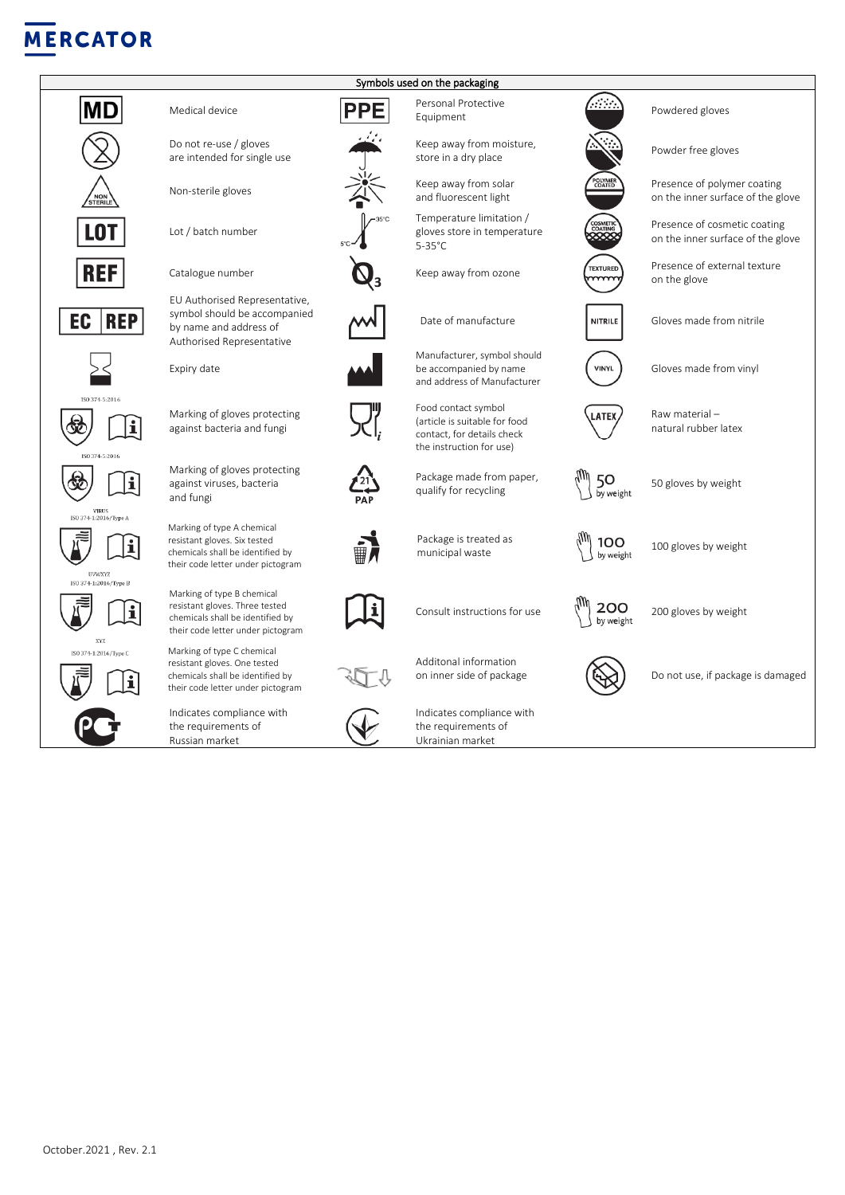MERCATOR

| Symbols used on the packaging | | | | | |
|---|---|---|---|---|---|
| MD | Medical device | PPE | Personal Protective Equipment | | Powdered gloves |
| | Do not re-use / gloves are intended for single use | | Keep away from moisture, store in a dry place | | Powder free gloves |
| NON STERILE | Non-sterile gloves | | Keep away from solar and fluorescent light | POLYMER COATED | Presence of polymer coating on the inner surface of the glove |
| LOT | Lot / batch number | 5°C / 35°C | Temperature limitation / gloves store in temperature 5-35°C | COSMETIC COATING | Presence of cosmetic coating on the inner surface of the glove |
| REF | Catalogue number | $O_3$ | Keep away from ozone | TEXTURED | Presence of external texture on the glove |
| EC REP | EU Authorised Representative, symbol should be accompanied by name and address of Authorised Representative | | Date of manufacture | NITRILE | Gloves made from nitrile |
| | Expiry date | | Manufacturer, symbol should be accompanied by name and address of Manufacturer | VINYL | Gloves made from vinyl |
| ISO 374-5:2016 | Marking of gloves protecting against bacteria and fungi | | Food contact symbol (article is suitable for food contact, for details check the instruction for use) | LATEX | Raw material – natural rubber latex |
| ISO 374-5:2016 VIRUS | Marking of gloves protecting against viruses, bacteria and fungi | 21 PAP | Package made from paper, qualify for recycling | 50 by weight | 50 gloves by weight |
| ISO 374-1:2016/Type A UVWXYZ | Marking of type A chemical resistant gloves. Six tested chemicals shall be identified by their code letter under pictogram | | Package is treated as municipal waste | 100 by weight | 100 gloves by weight |
| ISO 374-1:2016/Type B XYZ | Marking of type B chemical resistant gloves. Three tested chemicals shall be identified by their code letter under pictogram | | Consult instructions for use | 200 by weight | 200 gloves by weight |
| ISO 374-1:2016/Type C | Marking of type C chemical resistant gloves. One tested chemicals shall be identified by their code letter under pictogram | | Additonal information on inner side of package | | Do not use, if package is damaged |
| PCT | Indicates compliance with the requirements of Russian market | | Indicates compliance with the requirements of Ukrainian market | | |

October.2021 , Rev. 2.1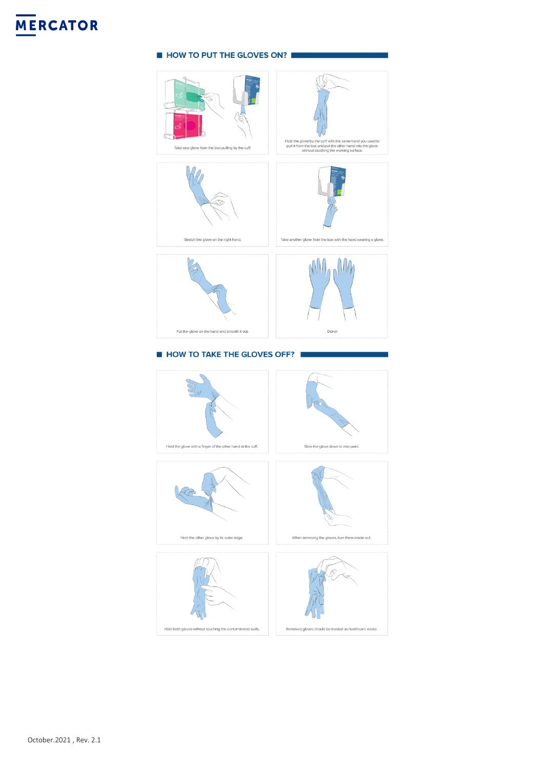## HOW TO PUT THE GLOVES ON?

Take one glove from the box pulling by the cuff.

Hold the glove by the cuff with the same hand you used to pull it from the box and put the other hand into the glove without touching the working surface.

Stretch the glove on the right hand.

Take another glove from the box with the hand wearing a glove.

Put the glove on the hand and smooth it out.

Done!

## HOW TO TAKE THE GLOVES OFF?

Hold the glove with a finger of the other hand at the cuff.

Slide the glove down to mid-palm.

Hold the other glove by its outer edge.

When removing the gloves, turn them inside out.

Hold both gloves without touching the contaminated walls.

Removed gloves should be treated as healthcare waste.

October.2021 , Rev. 2.1